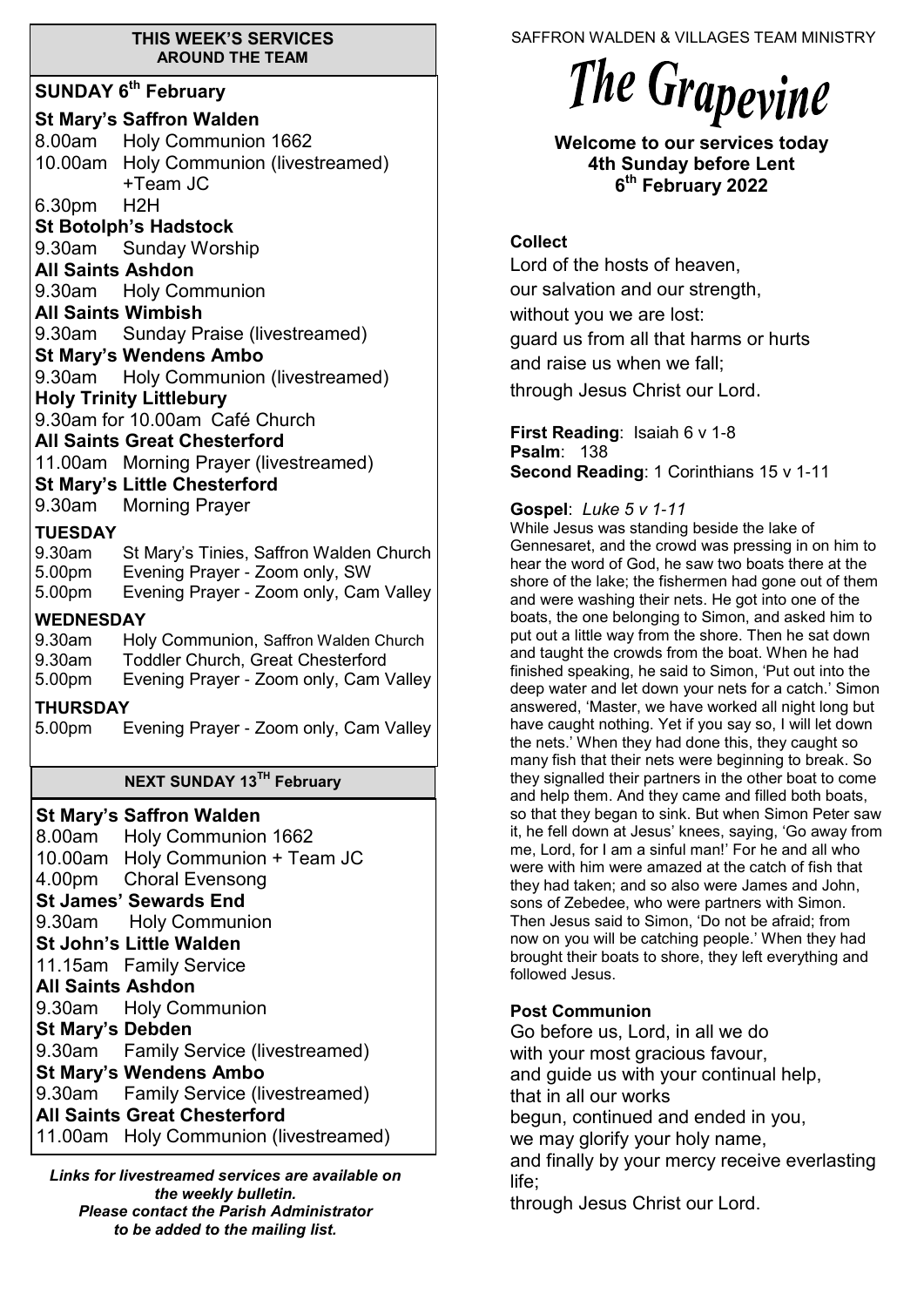## THIS WEEK'S SERVICES AROUND THE TEAM

### SUNDAY 6th February

**St Mary's Saffron Walden**
8.00am Holy Communion 1662
10.00am Holy Communion (livestreamed) +Team JC
6.30pm H2H

**St Botolph's Hadstock**
9.30am Sunday Worship

**All Saints Ashdon**
9.30am Holy Communion

**All Saints Wimbish**
9.30am Sunday Praise (livestreamed)

**St Mary's Wendens Ambo**
9.30am Holy Communion (livestreamed)

**Holy Trinity Littlebury**
9.30am for 10.00am Café Church

**All Saints Great Chesterford**
11.00am Morning Prayer (livestreamed)

**St Mary's Little Chesterford**
9.30am Morning Prayer

**TUESDAY**
9.30am St Mary's Tinies, Saffron Walden Church
5.00pm Evening Prayer - Zoom only, SW
5.00pm Evening Prayer - Zoom only, Cam Valley

**WEDNESDAY**
9.30am Holy Communion, Saffron Walden Church
9.30am Toddler Church, Great Chesterford
5.00pm Evening Prayer - Zoom only, Cam Valley

**THURSDAY**
5.00pm Evening Prayer - Zoom only, Cam Valley

### NEXT SUNDAY 13TH February

**St Mary's Saffron Walden**
8.00am Holy Communion 1662
10.00am Holy Communion + Team JC
4.00pm Choral Evensong

**St James' Sewards End**
9.30am Holy Communion

**St John's Little Walden**
11.15am Family Service

**All Saints Ashdon**
9.30am Holy Communion

**St Mary's Debden**
9.30am Family Service (livestreamed)

**St Mary's Wendens Ambo**
9.30am Family Service (livestreamed)

**All Saints Great Chesterford**
11.00am Holy Communion (livestreamed)

***Links for livestreamed services are available on the weekly bulletin. Please contact the Parish Administrator to be added to the mailing list.***

SAFFRON WALDEN & VILLAGES TEAM MINISTRY

# The Grapevine

**Welcome to our services today**
**4th Sunday before Lent**
**6th February 2022**

**Collect**

Lord of the hosts of heaven,
our salvation and our strength,
without you we are lost:
guard us from all that harms or hurts
and raise us when we fall;
through Jesus Christ our Lord.

**First Reading**: Isaiah 6 v 1-8
**Psalm**: 138
**Second Reading**: 1 Corinthians 15 v 1-11

**Gospel**: *Luke 5 v 1-11*

While Jesus was standing beside the lake of Gennesaret, and the crowd was pressing in on him to hear the word of God, he saw two boats there at the shore of the lake; the fishermen had gone out of them and were washing their nets. He got into one of the boats, the one belonging to Simon, and asked him to put out a little way from the shore. Then he sat down and taught the crowds from the boat. When he had finished speaking, he said to Simon, 'Put out into the deep water and let down your nets for a catch.' Simon answered, 'Master, we have worked all night long but have caught nothing. Yet if you say so, I will let down the nets.' When they had done this, they caught so many fish that their nets were beginning to break. So they signalled their partners in the other boat to come and help them. And they came and filled both boats, so that they began to sink. But when Simon Peter saw it, he fell down at Jesus' knees, saying, 'Go away from me, Lord, for I am a sinful man!' For he and all who were with him were amazed at the catch of fish that they had taken; and so also were James and John, sons of Zebedee, who were partners with Simon. Then Jesus said to Simon, 'Do not be afraid; from now on you will be catching people.' When they had brought their boats to shore, they left everything and followed Jesus.

**Post Communion**

Go before us, Lord, in all we do
with your most gracious favour,
and guide us with your continual help,
that in all our works
begun, continued and ended in you,
we may glorify your holy name,
and finally by your mercy receive everlasting life;
through Jesus Christ our Lord.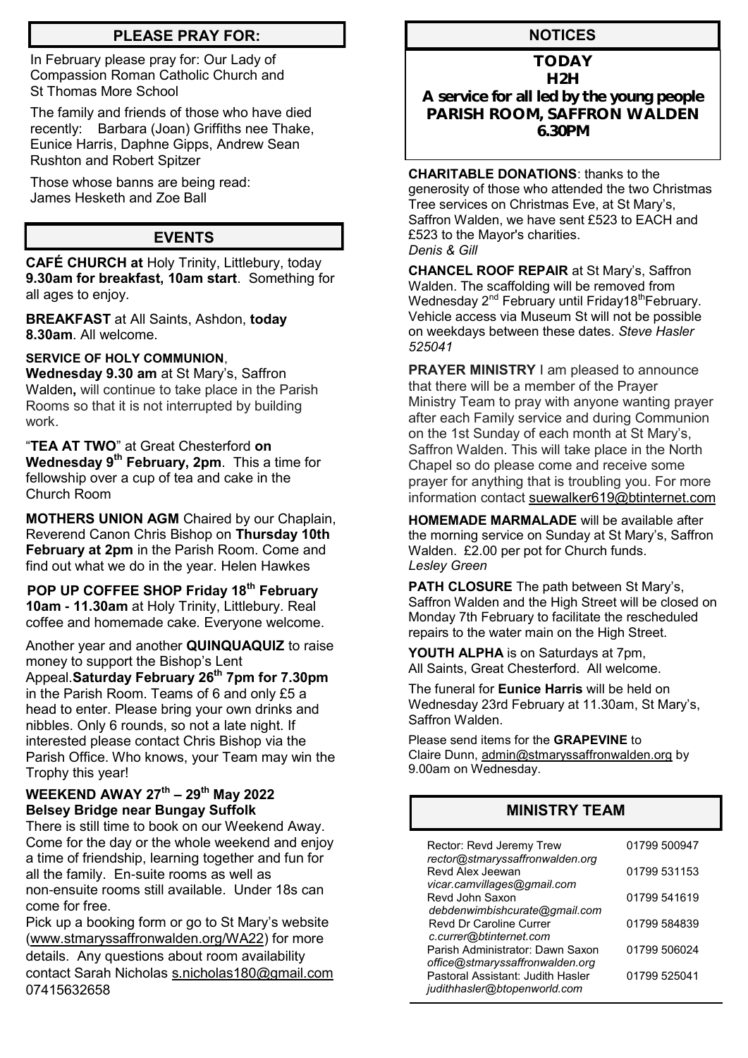## PLEASE PRAY FOR:

In February please pray for: Our Lady of Compassion Roman Catholic Church and St Thomas More School

The family and friends of those who have died recently: Barbara (Joan) Griffiths nee Thake, Eunice Harris, Daphne Gipps, Andrew Sean Rushton and Robert Spitzer

Those whose banns are being read: James Hesketh and Zoe Ball

## EVENTS

**CAFÉ CHURCH at** Holy Trinity, Littlebury, today **9.30am for breakfast, 10am start**. Something for all ages to enjoy.

**BREAKFAST** at All Saints, Ashdon, **today 8.30am**. All welcome.

**SERVICE OF HOLY COMMUNION**, **Wednesday 9.30 am** at St Mary's, Saffron Walden**,** will continue to take place in the Parish Rooms so that it is not interrupted by building work.

"**TEA AT TWO**" at Great Chesterford **on Wednesday 9th February, 2pm**. This a time for fellowship over a cup of tea and cake in the Church Room

**MOTHERS UNION AGM** Chaired by our Chaplain, Reverend Canon Chris Bishop on **Thursday 10th February at 2pm** in the Parish Room. Come and find out what we do in the year. Helen Hawkes

**POP UP COFFEE SHOP Friday 18th February 10am - 11.30am** at Holy Trinity, Littlebury. Real coffee and homemade cake. Everyone welcome.

Another year and another **QUINQUAQUIZ** to raise money to support the Bishop's Lent Appeal.**Saturday February 26th 7pm for 7.30pm** in the Parish Room. Teams of 6 and only £5 a head to enter. Please bring your own drinks and nibbles. Only 6 rounds, so not a late night. If interested please contact Chris Bishop via the Parish Office. Who knows, your Team may win the Trophy this year!

**WEEKEND AWAY 27th – 29th May 2022**
**Belsey Bridge near Bungay Suffolk**

There is still time to book on our Weekend Away. Come for the day or the whole weekend and enjoy a time of friendship, learning together and fun for all the family. En-suite rooms as well as non-ensuite rooms still available. Under 18s can come for free.

Pick up a booking form or go to St Mary's website (www.stmaryssaffronwalden.org/WA22) for more details. Any questions about room availability contact Sarah Nicholas s.nicholas180@gmail.com 07415632658

## NOTICES

**TODAY**
**H2H**
**A service for all led by the young people**
**PARISH ROOM, SAFFRON WALDEN**
**6.30PM**

**CHARITABLE DONATIONS**: thanks to the generosity of those who attended the two Christmas Tree services on Christmas Eve, at St Mary's, Saffron Walden, we have sent £523 to EACH and £523 to the Mayor's charities.
*Denis & Gill*

**CHANCEL ROOF REPAIR** at St Mary's, Saffron Walden. The scaffolding will be removed from Wednesday 2nd February until Friday18thFebruary. Vehicle access via Museum St will not be possible on weekdays between these dates. *Steve Hasler 525041*

**PRAYER MINISTRY** I am pleased to announce that there will be a member of the Prayer Ministry Team to pray with anyone wanting prayer after each Family service and during Communion on the 1st Sunday of each month at St Mary's, Saffron Walden. This will take place in the North Chapel so do please come and receive some prayer for anything that is troubling you. For more information contact suewalker619@btinternet.com

**HOMEMADE MARMALADE** will be available after the morning service on Sunday at St Mary's, Saffron Walden. £2.00 per pot for Church funds.
*Lesley Green*

**PATH CLOSURE** The path between St Mary's, Saffron Walden and the High Street will be closed on Monday 7th February to facilitate the rescheduled repairs to the water main on the High Street.

**YOUTH ALPHA** is on Saturdays at 7pm, All Saints, Great Chesterford. All welcome.

The funeral for **Eunice Harris** will be held on Wednesday 23rd February at 11.30am, St Mary's, Saffron Walden.

Please send items for the **GRAPEVINE** to Claire Dunn, admin@stmaryssaffronwalden.org by 9.00am on Wednesday.

## MINISTRY TEAM

| | |
|---|---|
| Rector: Revd Jeremy Trew<br>*rector@stmaryssaffronwalden.org* | 01799 500947 |
| Revd Alex Jeewan<br>*vicar.camvillages@gmail.com* | 01799 531153 |
| Revd John Saxon<br>*debdenwimbishcurate@gmail.com* | 01799 541619 |
| Revd Dr Caroline Currer<br>*c.currer@btinternet.com* | 01799 584839 |
| Parish Administrator: Dawn Saxon<br>*office@stmaryssaffronwalden.org* | 01799 506024 |
| Pastoral Assistant: Judith Hasler<br>*judithhasler@btopenworld.com* | 01799 525041 |